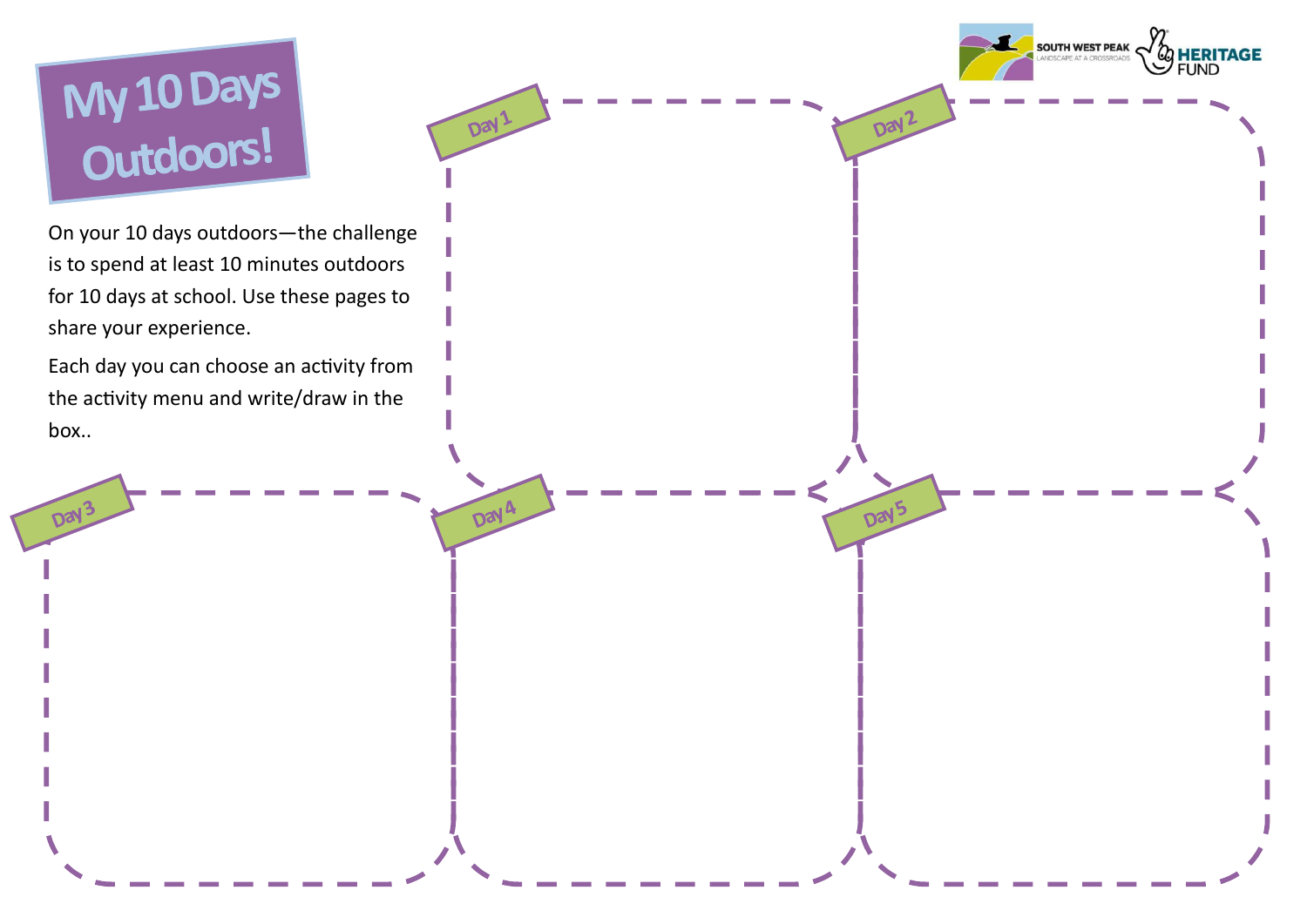# My 10 Days Outdoors!

On your 10 days outdoors—the challenge is to spend at least 10 minutes outdoors for 10 days at school. Use these pages to share your experience.

Each day you can choose an activity from the activity menu and write/draw in the box..

Day 1

Day 2

Day 3

Day 4

Day 5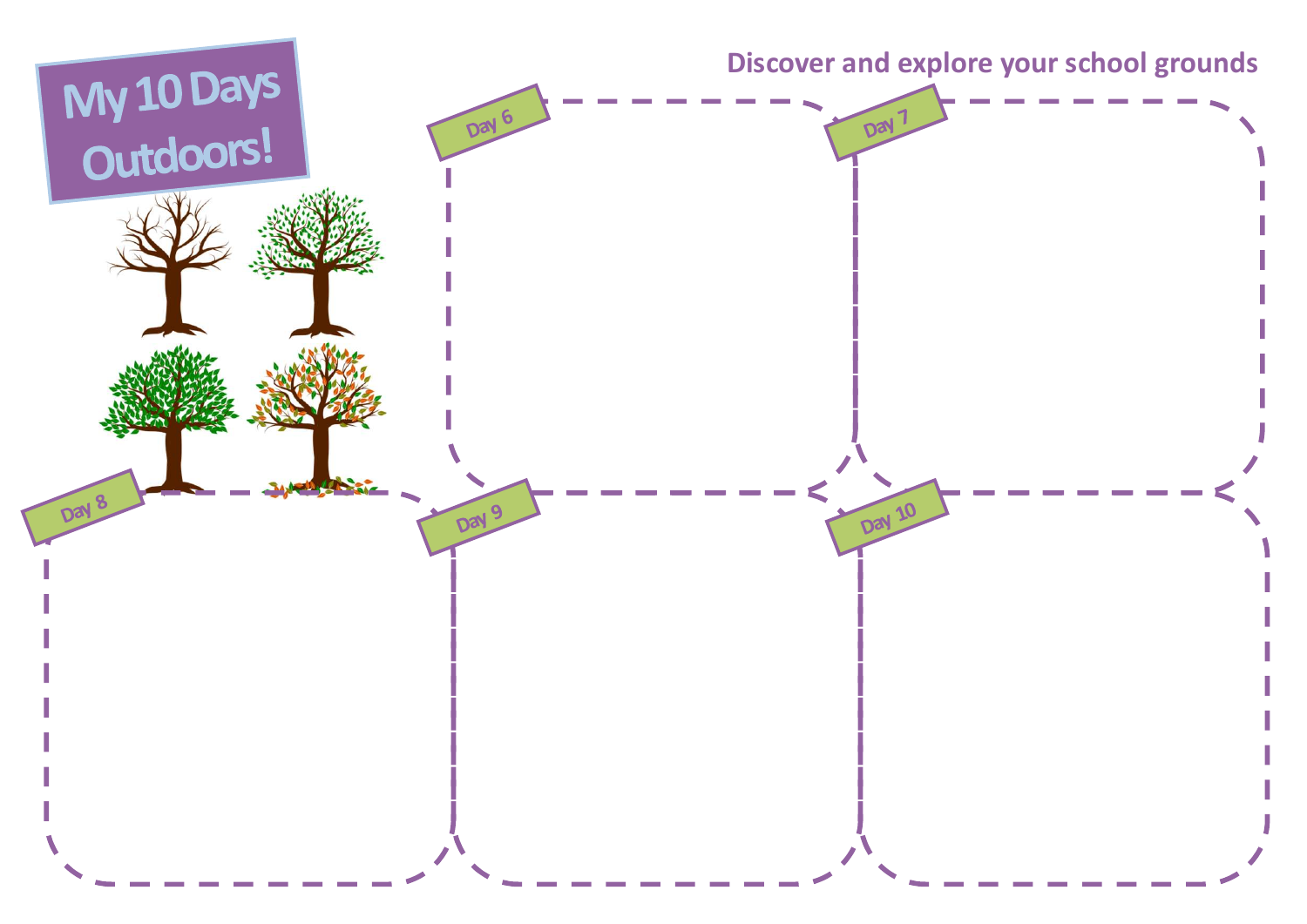# My 10 Days Outdoors!

**Discover and explore your school grounds**

Day 6

Day 7

Day 8

Day 9

Day 10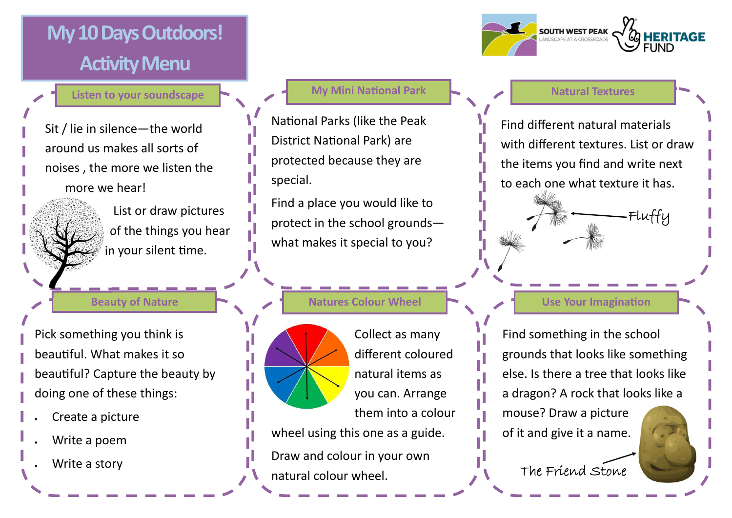# My 10 Days Outdoors! Activity Menu

SOUTH WEST PEAK LANDSCAPE AT A CROSSROADS

HERITAGE FUND

## Listen to your soundscape

Sit / lie in silence—the world around us makes all sorts of noises , the more we listen the more we hear!

List or draw pictures of the things you hear in your silent time.

## My Mini National Park

National Parks (like the Peak District National Park) are protected because they are special.

Find a place you would like to protect in the school grounds—what makes it special to you?

## Natural Textures

Find different natural materials with different textures. List or draw the items you find and write next to each one what texture it has.

Fluffy

## Beauty of Nature

Pick something you think is beautiful. What makes it so beautiful? Capture the beauty by doing one of these things:

- Create a picture
- Write a poem
- Write a story

## Natures Colour Wheel

Collect as many different coloured natural items as you can. Arrange them into a colour wheel using this one as a guide.

Draw and colour in your own natural colour wheel.

## Use Your Imagination

Find something in the school grounds that looks like something else. Is there a tree that looks like a dragon? A rock that looks like a mouse? Draw a picture of it and give it a name.

The Friend Stone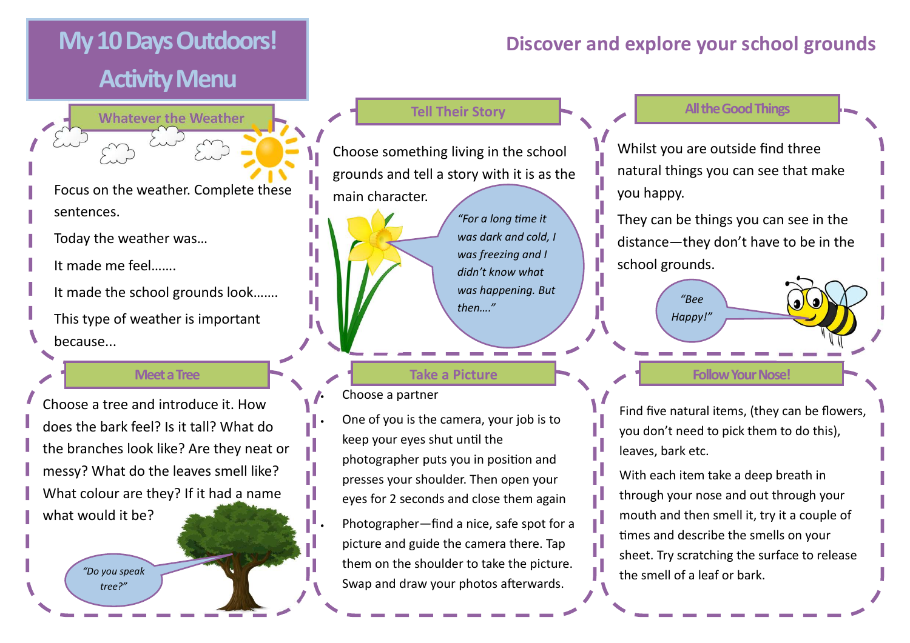# My 10 Days Outdoors! Activity Menu

## Discover and explore your school grounds

### Whatever the Weather

Focus on the weather. Complete these sentences.

Today the weather was…

It made me feel…….

It made the school grounds look…….

This type of weather is important because...

### Tell Their Story

Choose something living in the school grounds and tell a story with it is as the main character.

*"For a long time it was dark and cold, I was freezing and I didn't know what was happening. But then…."*

### All the Good Things

Whilst you are outside find three natural things you can see that make you happy.

They can be things you can see in the distance—they don't have to be in the school grounds.

*"Bee Happy!"*

### Meet a Tree

Choose a tree and introduce it. How does the bark feel? Is it tall? What do the branches look like? Are they neat or messy? What do the leaves smell like? What colour are they? If it had a name what would it be?

*"Do you speak tree?"*

### Take a Picture

- Choose a partner
- One of you is the camera, your job is to keep your eyes shut until the photographer puts you in position and presses your shoulder. Then open your eyes for 2 seconds and close them again
- Photographer—find a nice, safe spot for a picture and guide the camera there. Tap them on the shoulder to take the picture. Swap and draw your photos afterwards.

### Follow Your Nose!

Find five natural items, (they can be flowers, you don't need to pick them to do this), leaves, bark etc.

With each item take a deep breath in through your nose and out through your mouth and then smell it, try it a couple of times and describe the smells on your sheet. Try scratching the surface to release the smell of a leaf or bark.